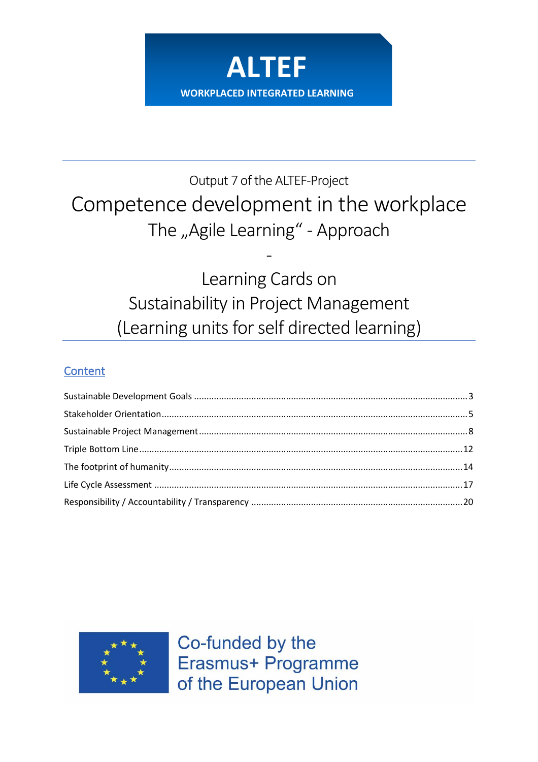**ALTEF**

**WORKPLACED INTEGRATED LEARNING**

Output 7 of the ALTEF-Project

# Competence development in the workplace

## The „Agile Learning“ - Approach

-

## Learning Cards on Sustainability in Project Management (Learning units for self directed learning)

## Content

Sustainable Development Goals ..... 3

Stakeholder Orientation ..... 5

Sustainable Project Management ..... 8

Triple Bottom Line ..... 12

The footprint of humanity ..... 14

Life Cycle Assessment ..... 17

Responsibility / Accountability / Transparency ..... 20

Co-funded by the Erasmus+ Programme of the European Union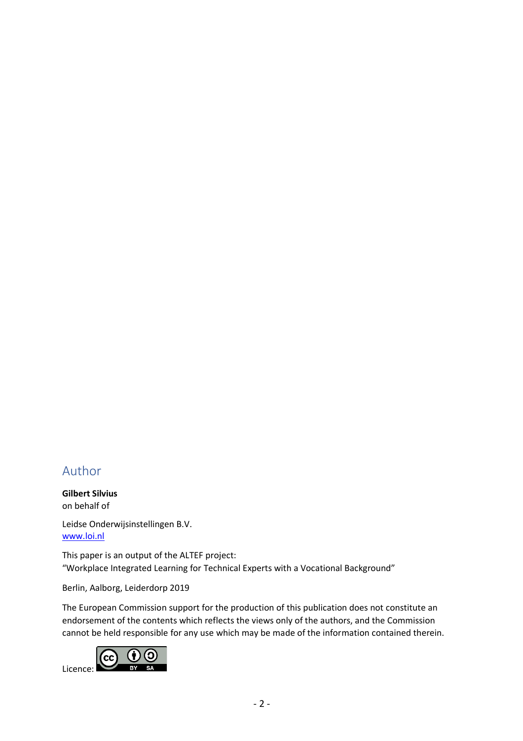## Author

**Gilbert Silvius**
on behalf of

Leidse Onderwijsinstellingen B.V.
[www.loi.nl](http://www.loi.nl)

This paper is an output of the ALTEF project:
"Workplace Integrated Learning for Technical Experts with a Vocational Background"

Berlin, Aalborg, Leiderdorp 2019

The European Commission support for the production of this publication does not constitute an endorsement of the contents which reflects the views only of the authors, and the Commission cannot be held responsible for any use which may be made of the information contained therein.

Licence: CC BY SA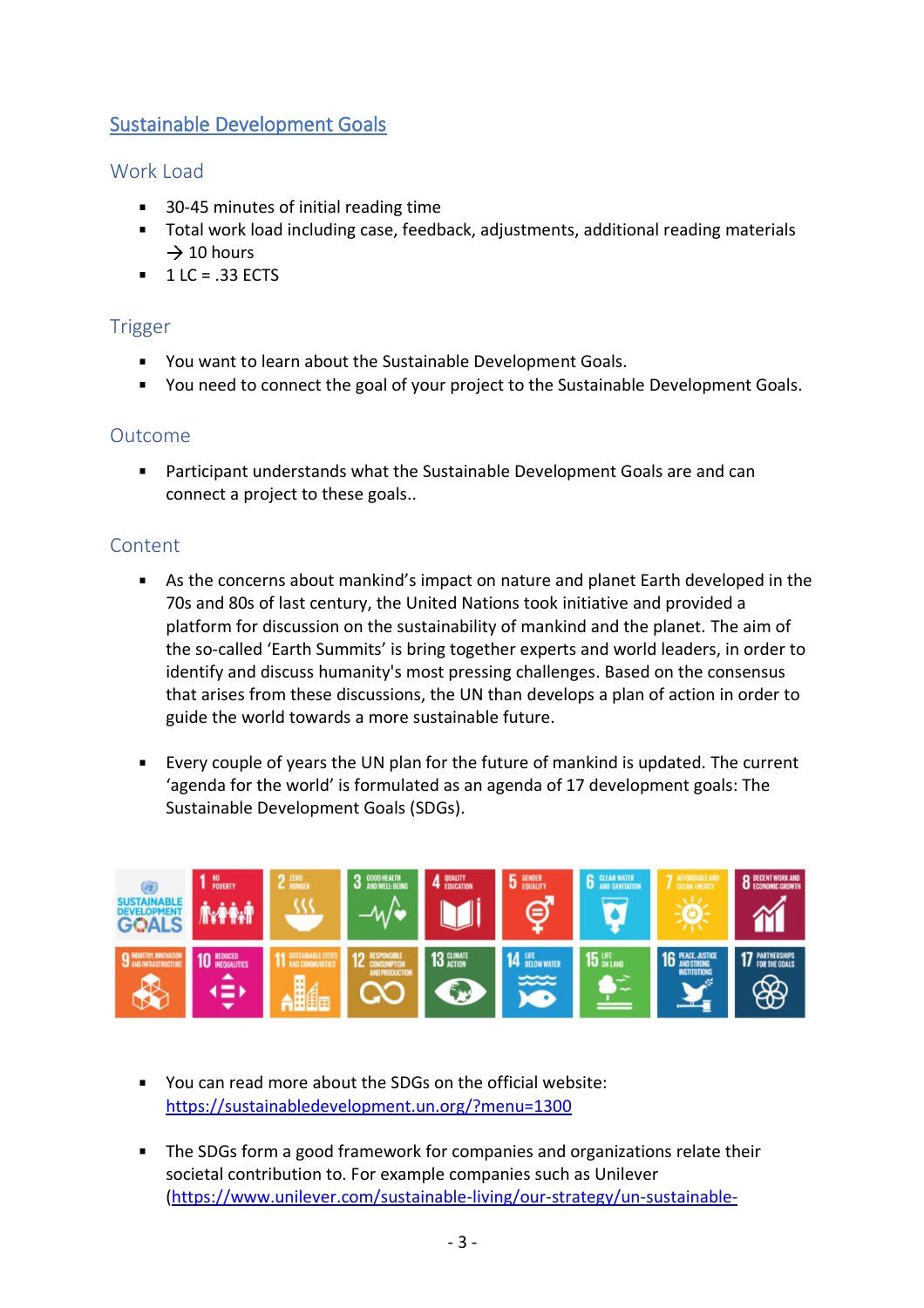## [Sustainable Development Goals](#)

### Work Load

- 30-45 minutes of initial reading time
- Total work load including case, feedback, adjustments, additional reading materials → 10 hours
- 1 LC = .33 ECTS

### Trigger

- You want to learn about the Sustainable Development Goals.
- You need to connect the goal of your project to the Sustainable Development Goals.

### Outcome

- Participant understands what the Sustainable Development Goals are and can connect a project to these goals..

### Content

- As the concerns about mankind's impact on nature and planet Earth developed in the 70s and 80s of last century, the United Nations took initiative and provided a platform for discussion on the sustainability of mankind and the planet. The aim of the so-called 'Earth Summits' is bring together experts and world leaders, in order to identify and discuss humanity's most pressing challenges. Based on the consensus that arises from these discussions, the UN than develops a plan of action in order to guide the world towards a more sustainable future.

- Every couple of years the UN plan for the future of mankind is updated. The current 'agenda for the world' is formulated as an agenda of 17 development goals: The Sustainable Development Goals (SDGs).

- You can read more about the SDGs on the official website: https://sustainabledevelopment.un.org/?menu=1300

- The SDGs form a good framework for companies and organizations relate their societal contribution to. For example companies such as Unilever (https://www.unilever.com/sustainable-living/our-strategy/un-sustainable-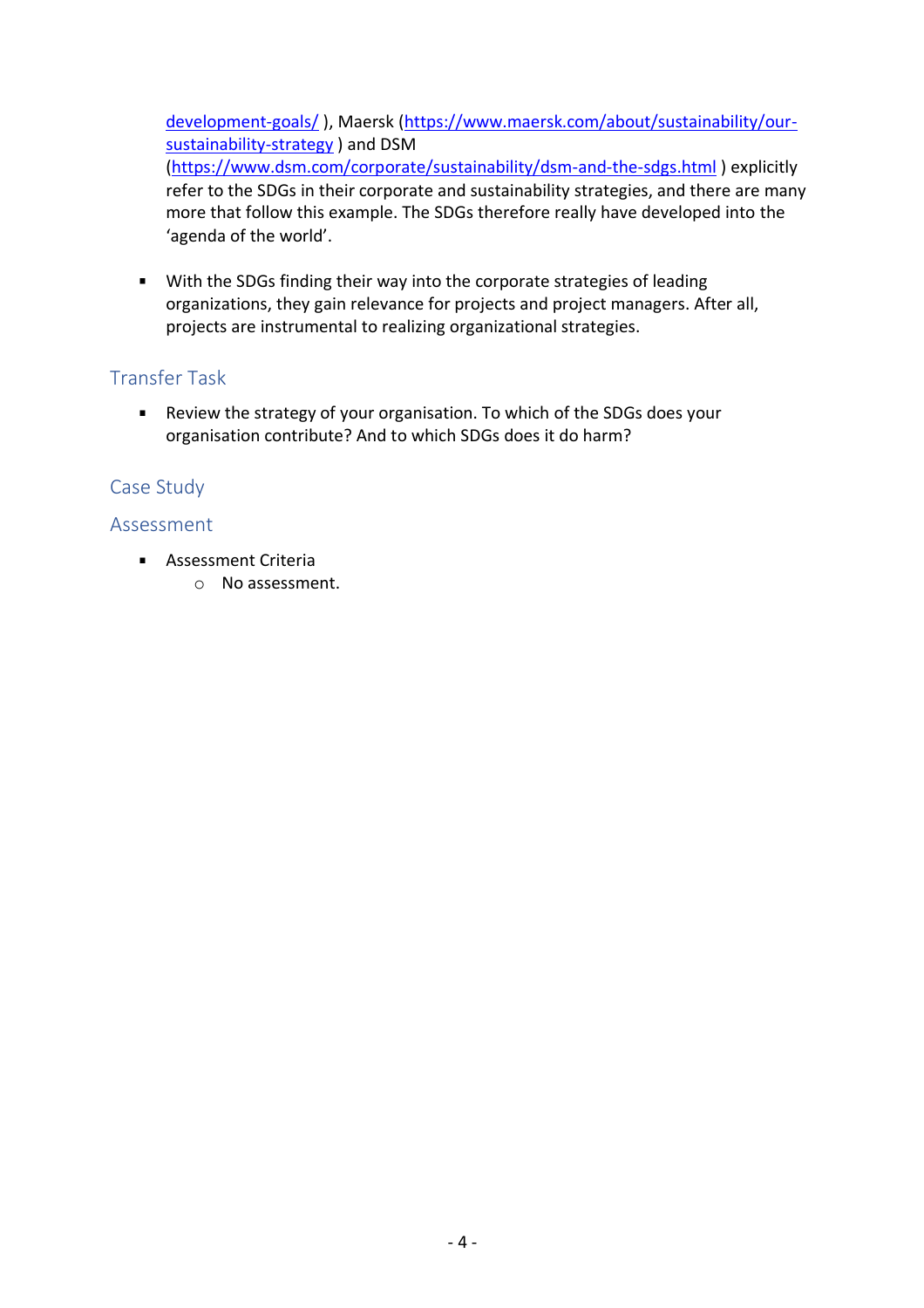development-goals/ ), Maersk (https://www.maersk.com/about/sustainability/our-sustainability-strategy ) and DSM (https://www.dsm.com/corporate/sustainability/dsm-and-the-sdgs.html ) explicitly refer to the SDGs in their corporate and sustainability strategies, and there are many more that follow this example. The SDGs therefore really have developed into the 'agenda of the world'.

- With the SDGs finding their way into the corporate strategies of leading organizations, they gain relevance for projects and project managers. After all, projects are instrumental to realizing organizational strategies.

## Transfer Task

- Review the strategy of your organisation. To which of the SDGs does your organisation contribute? And to which SDGs does it do harm?

## Case Study

## Assessment

- Assessment Criteria
  - No assessment.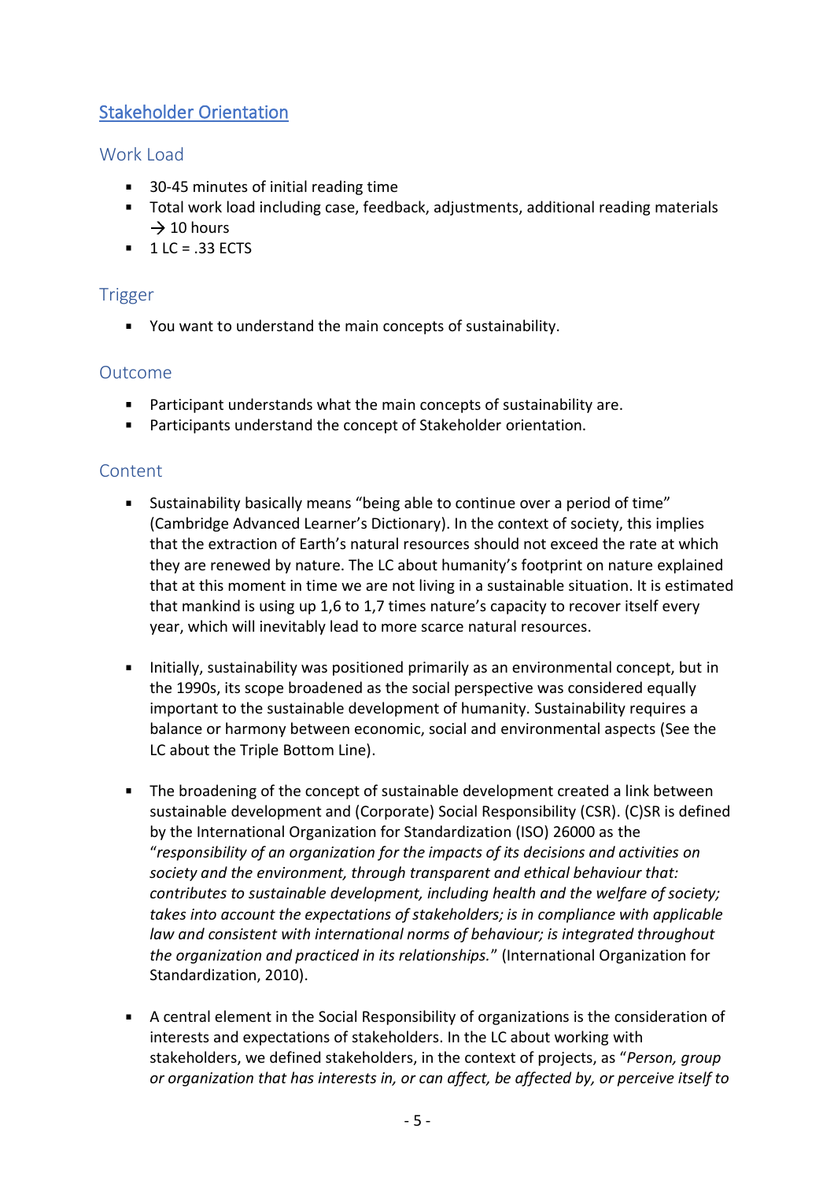## Stakeholder Orientation

### Work Load

- 30-45 minutes of initial reading time
- Total work load including case, feedback, adjustments, additional reading materials → 10 hours
- 1 LC = .33 ECTS

### Trigger

- You want to understand the main concepts of sustainability.

### Outcome

- Participant understands what the main concepts of sustainability are.
- Participants understand the concept of Stakeholder orientation.

### Content

- Sustainability basically means “being able to continue over a period of time” (Cambridge Advanced Learner’s Dictionary). In the context of society, this implies that the extraction of Earth’s natural resources should not exceed the rate at which they are renewed by nature. The LC about humanity’s footprint on nature explained that at this moment in time we are not living in a sustainable situation. It is estimated that mankind is using up 1,6 to 1,7 times nature’s capacity to recover itself every year, which will inevitably lead to more scarce natural resources.

- Initially, sustainability was positioned primarily as an environmental concept, but in the 1990s, its scope broadened as the social perspective was considered equally important to the sustainable development of humanity. Sustainability requires a balance or harmony between economic, social and environmental aspects (See the LC about the Triple Bottom Line).

- The broadening of the concept of sustainable development created a link between sustainable development and (Corporate) Social Responsibility (CSR). (C)SR is defined by the International Organization for Standardization (ISO) 26000 as the “*responsibility of an organization for the impacts of its decisions and activities on society and the environment, through transparent and ethical behaviour that: contributes to sustainable development, including health and the welfare of society; takes into account the expectations of stakeholders; is in compliance with applicable law and consistent with international norms of behaviour; is integrated throughout the organization and practiced in its relationships.*” (International Organization for Standardization, 2010).

- A central element in the Social Responsibility of organizations is the consideration of interests and expectations of stakeholders. In the LC about working with stakeholders, we defined stakeholders, in the context of projects, as “*Person, group or organization that has interests in, or can affect, be affected by, or perceive itself to*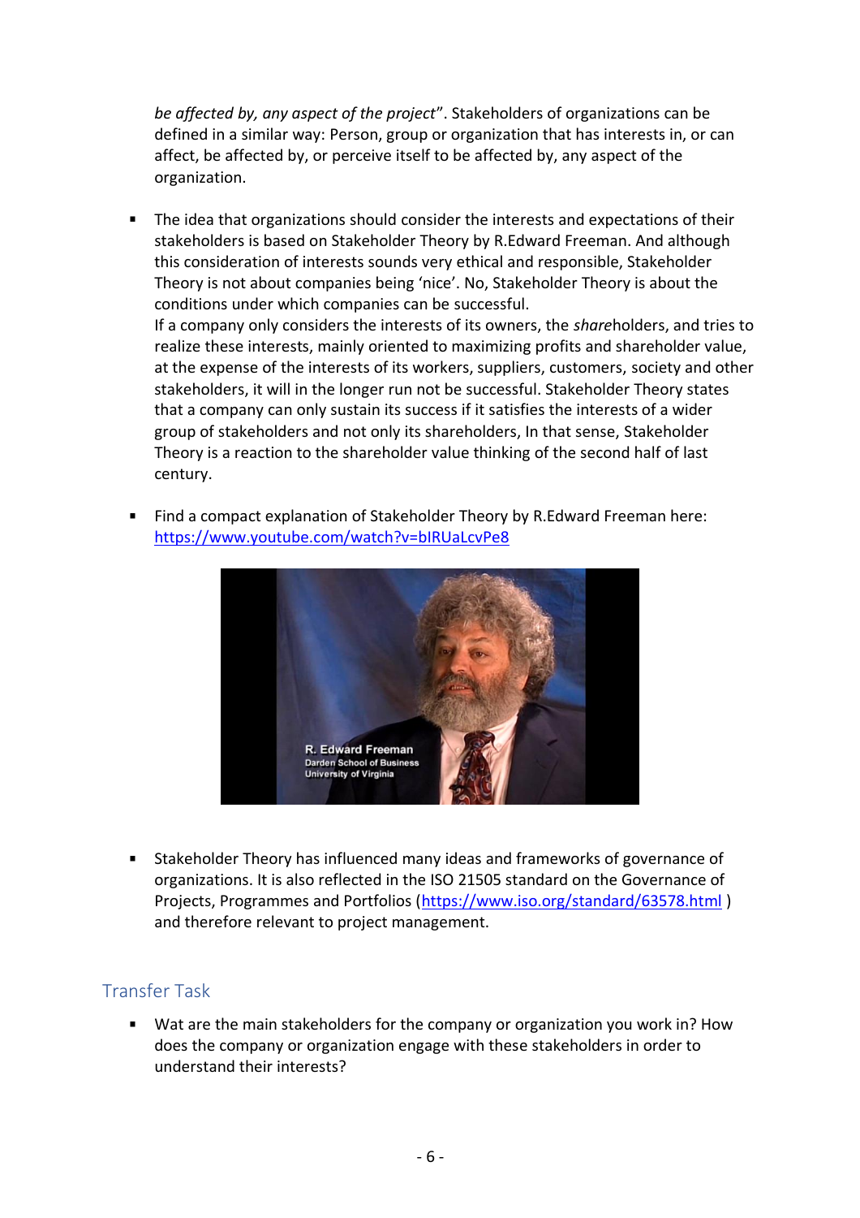*be affected by, any aspect of the project*". Stakeholders of organizations can be defined in a similar way: Person, group or organization that has interests in, or can affect, be affected by, or perceive itself to be affected by, any aspect of the organization.

- The idea that organizations should consider the interests and expectations of their stakeholders is based on Stakeholder Theory by R.Edward Freeman. And although this consideration of interests sounds very ethical and responsible, Stakeholder Theory is not about companies being 'nice'. No, Stakeholder Theory is about the conditions under which companies can be successful.
  If a company only considers the interests of its owners, the *share*holders, and tries to realize these interests, mainly oriented to maximizing profits and shareholder value, at the expense of the interests of its workers, suppliers, customers, society and other stakeholders, it will in the longer run not be successful. Stakeholder Theory states that a company can only sustain its success if it satisfies the interests of a wider group of stakeholders and not only its shareholders, In that sense, Stakeholder Theory is a reaction to the shareholder value thinking of the second half of last century.

- Find a compact explanation of Stakeholder Theory by R.Edward Freeman here: https://www.youtube.com/watch?v=bIRUaLcvPe8

- Stakeholder Theory has influenced many ideas and frameworks of governance of organizations. It is also reflected in the ISO 21505 standard on the Governance of Projects, Programmes and Portfolios (https://www.iso.org/standard/63578.html ) and therefore relevant to project management.

## Transfer Task

- Wat are the main stakeholders for the company or organization you work in? How does the company or organization engage with these stakeholders in order to understand their interests?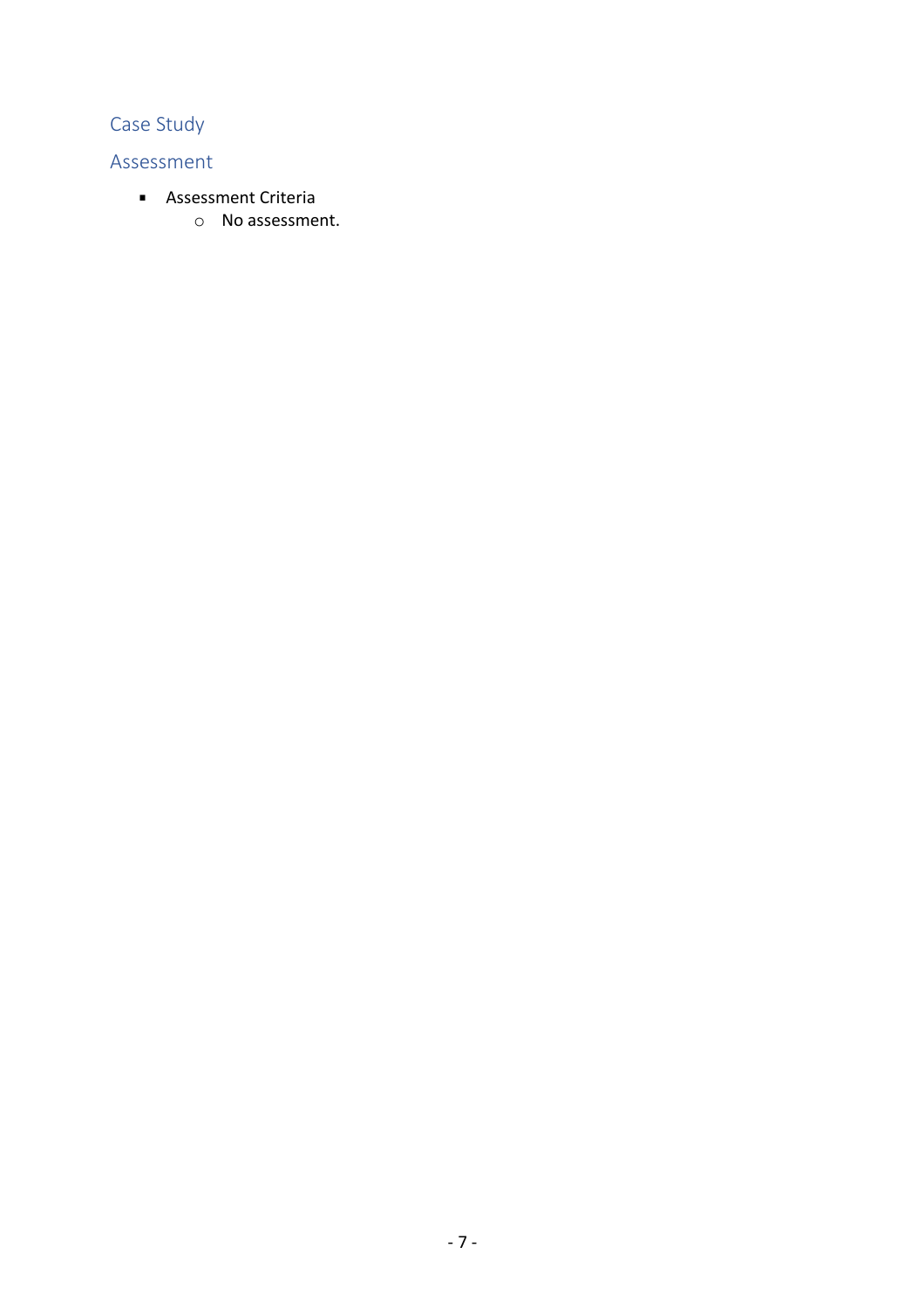## Case Study

## Assessment

- Assessment Criteria
  - No assessment.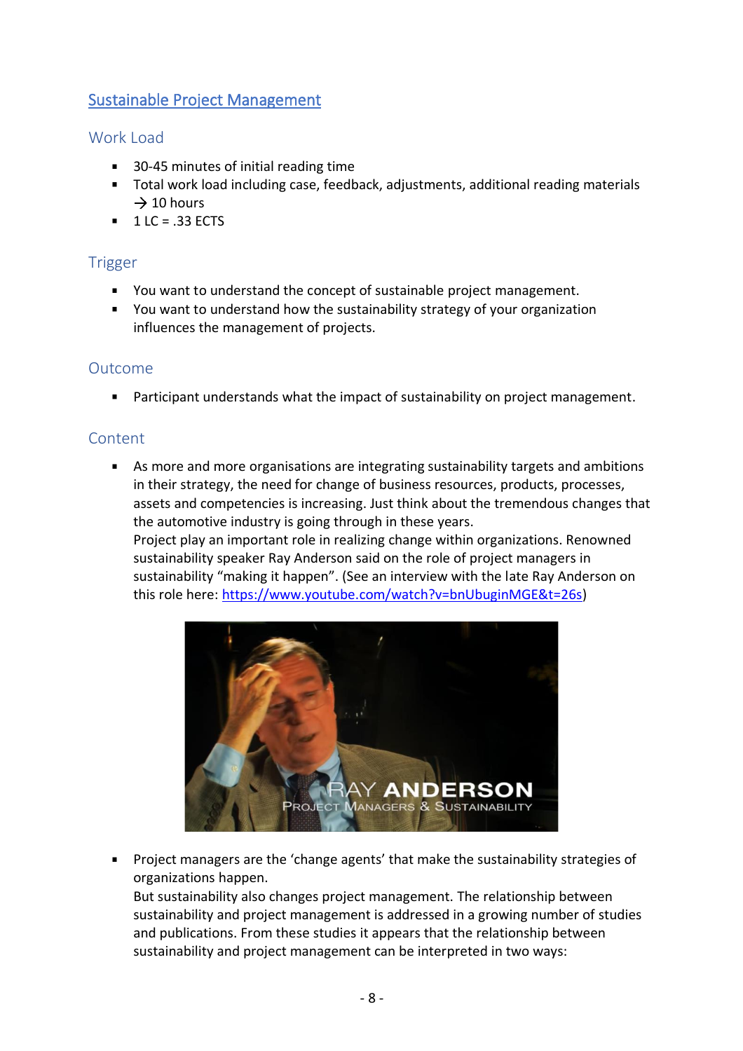## Sustainable Project Management

### Work Load

- 30-45 minutes of initial reading time
- Total work load including case, feedback, adjustments, additional reading materials → 10 hours
- 1 LC = .33 ECTS

### Trigger

- You want to understand the concept of sustainable project management.
- You want to understand how the sustainability strategy of your organization influences the management of projects.

### Outcome

- Participant understands what the impact of sustainability on project management.

### Content

- As more and more organisations are integrating sustainability targets and ambitions in their strategy, the need for change of business resources, products, processes, assets and competencies is increasing. Just think about the tremendous changes that the automotive industry is going through in these years.
  Project play an important role in realizing change within organizations. Renowned sustainability speaker Ray Anderson said on the role of project managers in sustainability "making it happen". (See an interview with the late Ray Anderson on this role here: https://www.youtube.com/watch?v=bnUbuginMGE&t=26s)

- Project managers are the 'change agents' that make the sustainability strategies of organizations happen.
  But sustainability also changes project management. The relationship between sustainability and project management is addressed in a growing number of studies and publications. From these studies it appears that the relationship between sustainability and project management can be interpreted in two ways: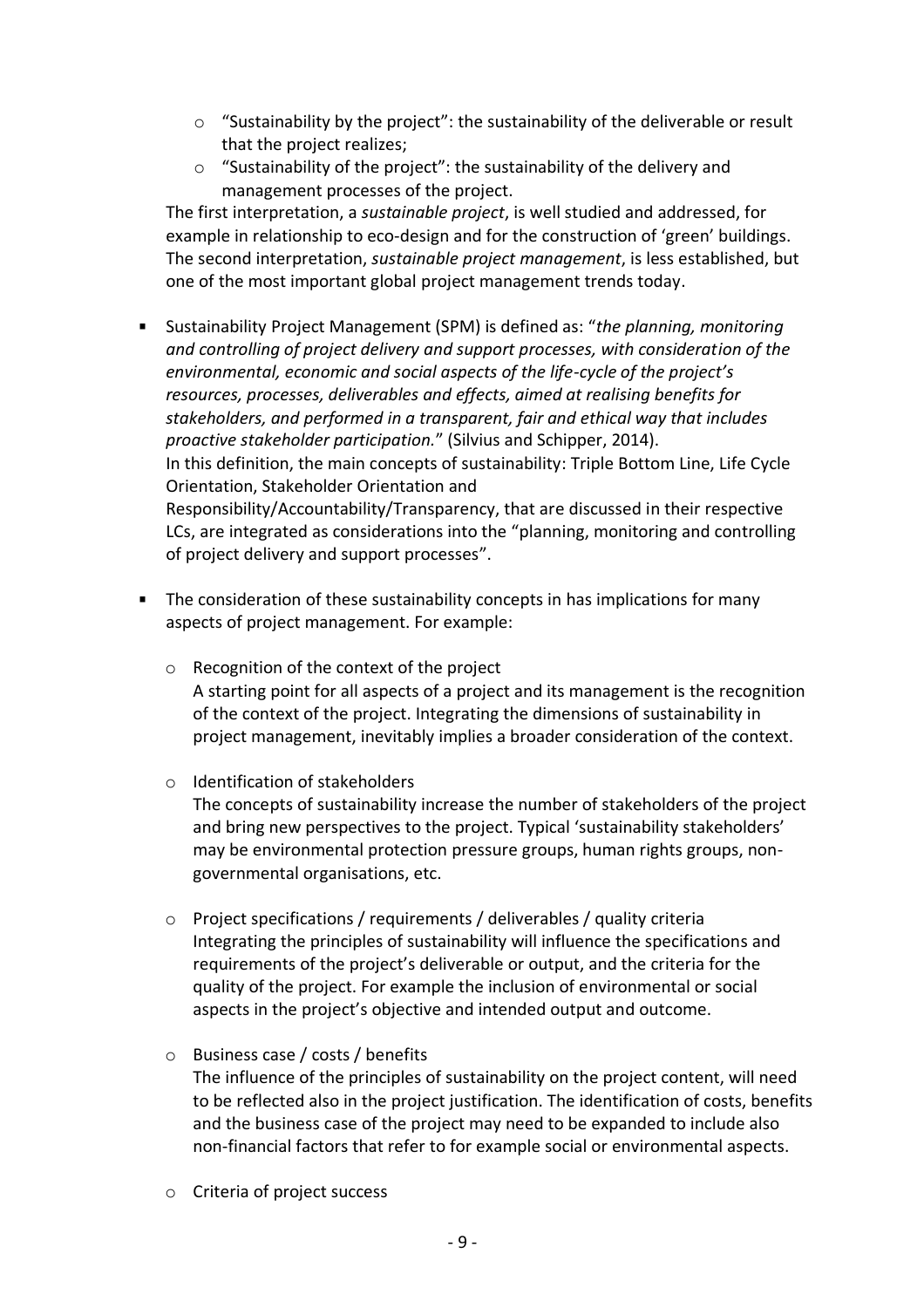- "Sustainability by the project": the sustainability of the deliverable or result that the project realizes;
  - "Sustainability of the project": the sustainability of the delivery and management processes of the project.

  The first interpretation, a *sustainable project*, is well studied and addressed, for example in relationship to eco-design and for the construction of 'green' buildings. The second interpretation, *sustainable project management*, is less established, but one of the most important global project management trends today.

- Sustainability Project Management (SPM) is defined as: "*the planning, monitoring and controlling of project delivery and support processes, with consideration of the environmental, economic and social aspects of the life-cycle of the project's resources, processes, deliverables and effects, aimed at realising benefits for stakeholders, and performed in a transparent, fair and ethical way that includes proactive stakeholder participation.*" (Silvius and Schipper, 2014).
  In this definition, the main concepts of sustainability: Triple Bottom Line, Life Cycle Orientation, Stakeholder Orientation and Responsibility/Accountability/Transparency, that are discussed in their respective LCs, are integrated as considerations into the "planning, monitoring and controlling of project delivery and support processes".

- The consideration of these sustainability concepts in has implications for many aspects of project management. For example:

  - Recognition of the context of the project
    A starting point for all aspects of a project and its management is the recognition of the context of the project. Integrating the dimensions of sustainability in project management, inevitably implies a broader consideration of the context.

  - Identification of stakeholders
    The concepts of sustainability increase the number of stakeholders of the project and bring new perspectives to the project. Typical 'sustainability stakeholders' may be environmental protection pressure groups, human rights groups, non-governmental organisations, etc.

  - Project specifications / requirements / deliverables / quality criteria
    Integrating the principles of sustainability will influence the specifications and requirements of the project's deliverable or output, and the criteria for the quality of the project. For example the inclusion of environmental or social aspects in the project's objective and intended output and outcome.

  - Business case / costs / benefits
    The influence of the principles of sustainability on the project content, will need to be reflected also in the project justification. The identification of costs, benefits and the business case of the project may need to be expanded to include also non-financial factors that refer to for example social or environmental aspects.

  - Criteria of project success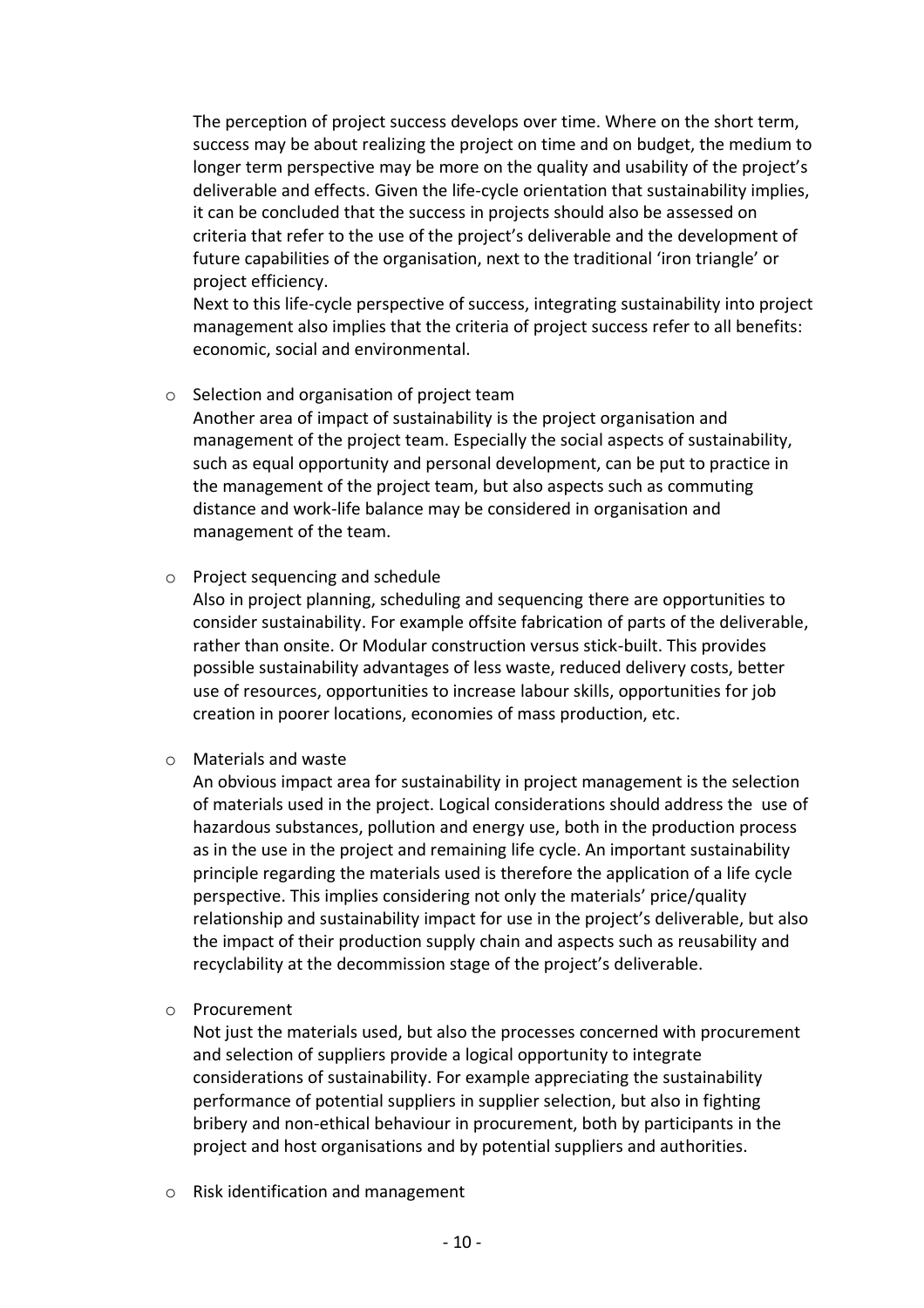The perception of project success develops over time. Where on the short term, success may be about realizing the project on time and on budget, the medium to longer term perspective may be more on the quality and usability of the project's deliverable and effects. Given the life-cycle orientation that sustainability implies, it can be concluded that the success in projects should also be assessed on criteria that refer to the use of the project's deliverable and the development of future capabilities of the organisation, next to the traditional 'iron triangle' or project efficiency.

Next to this life-cycle perspective of success, integrating sustainability into project management also implies that the criteria of project success refer to all benefits: economic, social and environmental.

- Selection and organisation of project team
  Another area of impact of sustainability is the project organisation and management of the project team. Especially the social aspects of sustainability, such as equal opportunity and personal development, can be put to practice in the management of the project team, but also aspects such as commuting distance and work-life balance may be considered in organisation and management of the team.

- Project sequencing and schedule
  Also in project planning, scheduling and sequencing there are opportunities to consider sustainability. For example offsite fabrication of parts of the deliverable, rather than onsite. Or Modular construction versus stick-built. This provides possible sustainability advantages of less waste, reduced delivery costs, better use of resources, opportunities to increase labour skills, opportunities for job creation in poorer locations, economies of mass production, etc.

- Materials and waste
  An obvious impact area for sustainability in project management is the selection of materials used in the project. Logical considerations should address the use of hazardous substances, pollution and energy use, both in the production process as in the use in the project and remaining life cycle. An important sustainability principle regarding the materials used is therefore the application of a life cycle perspective. This implies considering not only the materials' price/quality relationship and sustainability impact for use in the project's deliverable, but also the impact of their production supply chain and aspects such as reusability and recyclability at the decommission stage of the project's deliverable.

- Procurement
  Not just the materials used, but also the processes concerned with procurement and selection of suppliers provide a logical opportunity to integrate considerations of sustainability. For example appreciating the sustainability performance of potential suppliers in supplier selection, but also in fighting bribery and non-ethical behaviour in procurement, both by participants in the project and host organisations and by potential suppliers and authorities.

- Risk identification and management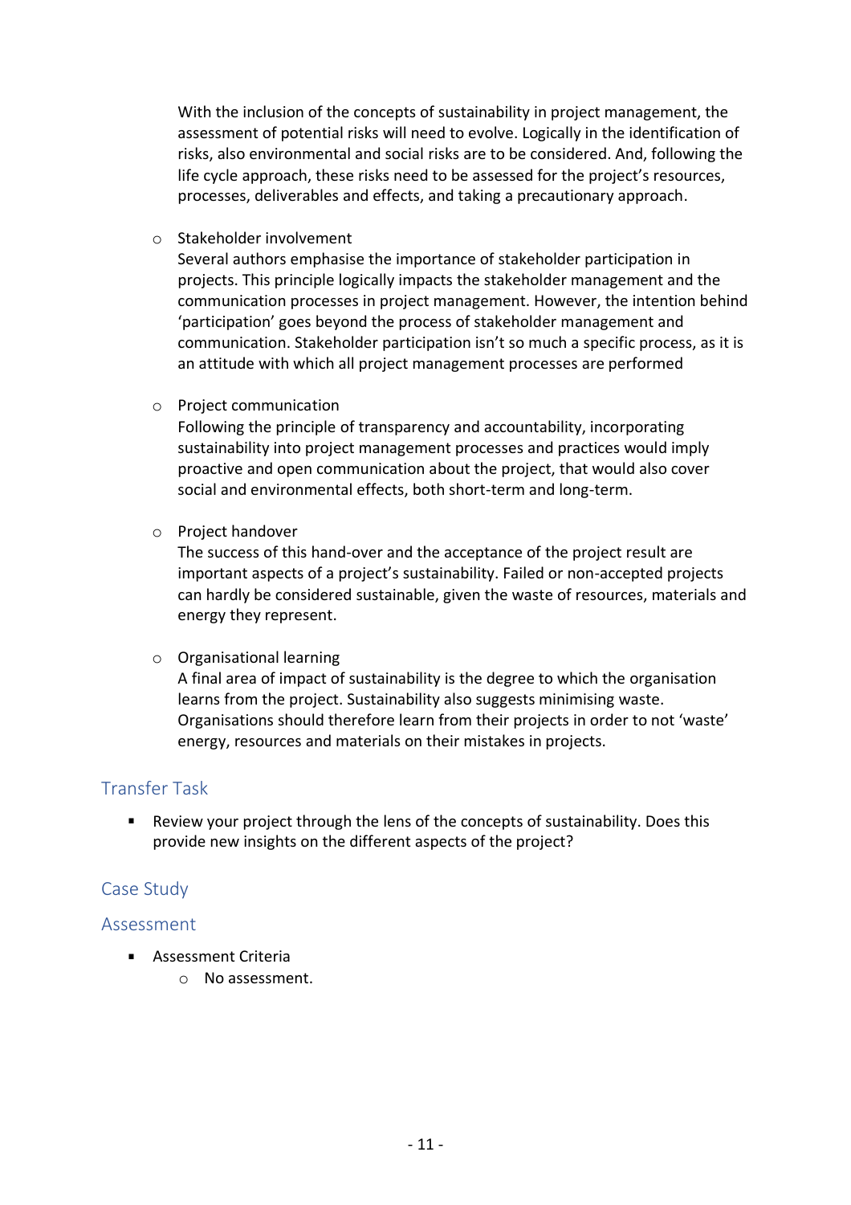With the inclusion of the concepts of sustainability in project management, the assessment of potential risks will need to evolve. Logically in the identification of risks, also environmental and social risks are to be considered. And, following the life cycle approach, these risks need to be assessed for the project's resources, processes, deliverables and effects, and taking a precautionary approach.

- Stakeholder involvement

  Several authors emphasise the importance of stakeholder participation in projects. This principle logically impacts the stakeholder management and the communication processes in project management. However, the intention behind 'participation' goes beyond the process of stakeholder management and communication. Stakeholder participation isn't so much a specific process, as it is an attitude with which all project management processes are performed

- Project communication

  Following the principle of transparency and accountability, incorporating sustainability into project management processes and practices would imply proactive and open communication about the project, that would also cover social and environmental effects, both short-term and long-term.

- Project handover

  The success of this hand-over and the acceptance of the project result are important aspects of a project's sustainability. Failed or non-accepted projects can hardly be considered sustainable, given the waste of resources, materials and energy they represent.

- Organisational learning

  A final area of impact of sustainability is the degree to which the organisation learns from the project. Sustainability also suggests minimising waste. Organisations should therefore learn from their projects in order to not 'waste' energy, resources and materials on their mistakes in projects.

## Transfer Task

- Review your project through the lens of the concepts of sustainability. Does this provide new insights on the different aspects of the project?

## Case Study

## Assessment

- Assessment Criteria
  - No assessment.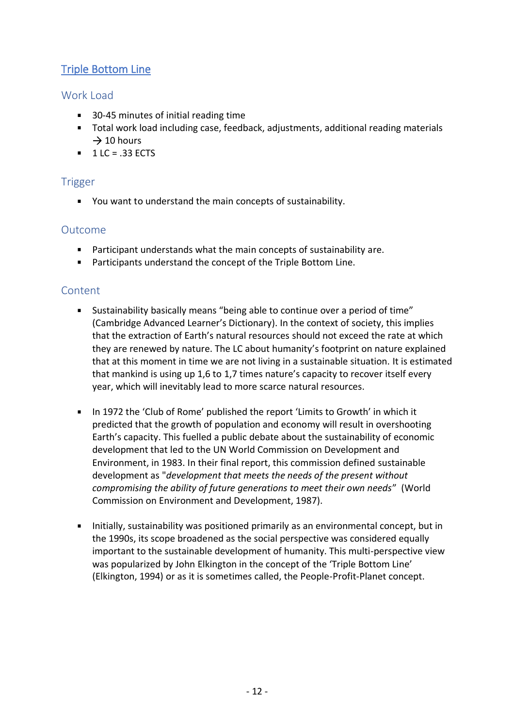## Triple Bottom Line

### Work Load

- 30-45 minutes of initial reading time
- Total work load including case, feedback, adjustments, additional reading materials → 10 hours
- 1 LC = .33 ECTS

### Trigger

- You want to understand the main concepts of sustainability.

### Outcome

- Participant understands what the main concepts of sustainability are.
- Participants understand the concept of the Triple Bottom Line.

### Content

- Sustainability basically means "being able to continue over a period of time" (Cambridge Advanced Learner's Dictionary). In the context of society, this implies that the extraction of Earth's natural resources should not exceed the rate at which they are renewed by nature. The LC about humanity's footprint on nature explained that at this moment in time we are not living in a sustainable situation. It is estimated that mankind is using up 1,6 to 1,7 times nature's capacity to recover itself every year, which will inevitably lead to more scarce natural resources.

- In 1972 the 'Club of Rome' published the report 'Limits to Growth' in which it predicted that the growth of population and economy will result in overshooting Earth's capacity. This fuelled a public debate about the sustainability of economic development that led to the UN World Commission on Development and Environment, in 1983. In their final report, this commission defined sustainable development as "*development that meets the needs of the present without compromising the ability of future generations to meet their own needs*" (World Commission on Environment and Development, 1987).

- Initially, sustainability was positioned primarily as an environmental concept, but in the 1990s, its scope broadened as the social perspective was considered equally important to the sustainable development of humanity. This multi-perspective view was popularized by John Elkington in the concept of the 'Triple Bottom Line' (Elkington, 1994) or as it is sometimes called, the People-Profit-Planet concept.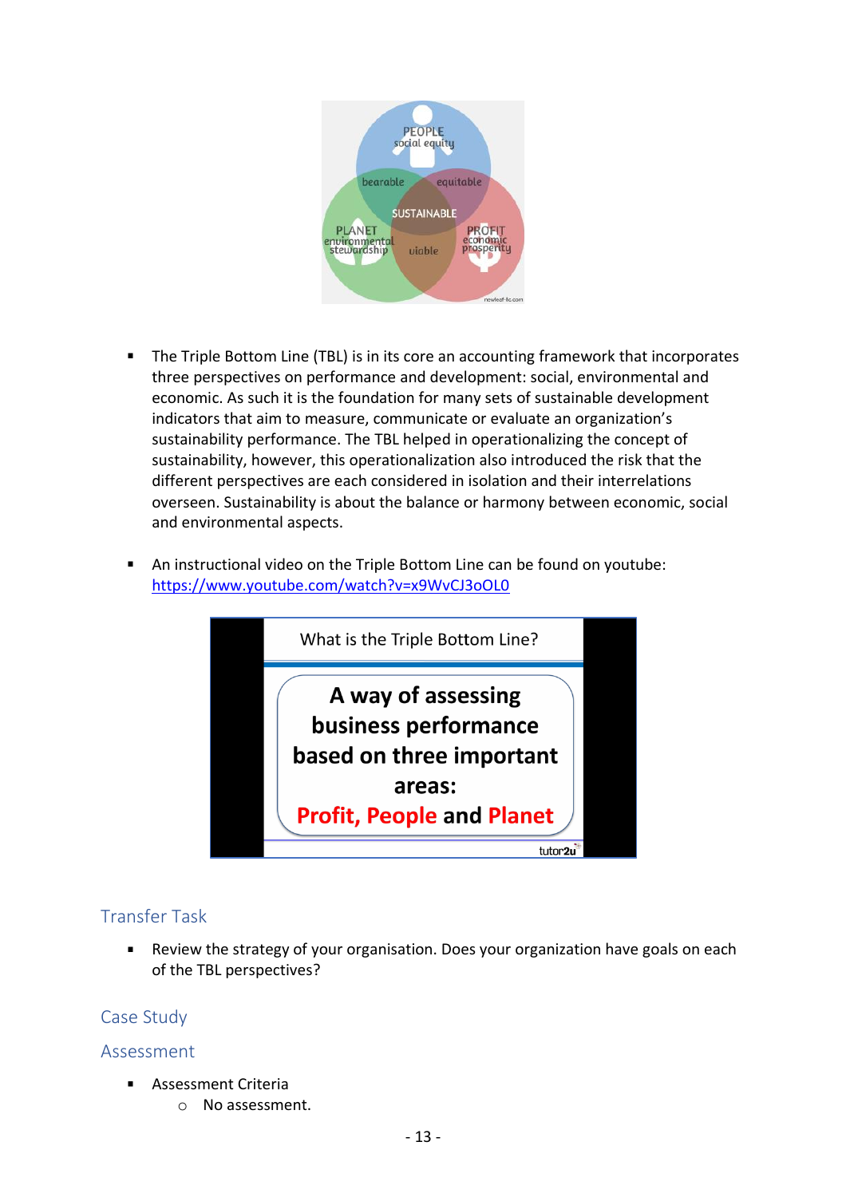- The Triple Bottom Line (TBL) is in its core an accounting framework that incorporates three perspectives on performance and development: social, environmental and economic. As such it is the foundation for many sets of sustainable development indicators that aim to measure, communicate or evaluate an organization's sustainability performance. The TBL helped in operationalizing the concept of sustainability, however, this operationalization also introduced the risk that the different perspectives are each considered in isolation and their interrelations overseen. Sustainability is about the balance or harmony between economic, social and environmental aspects.

- An instructional video on the Triple Bottom Line can be found on youtube: https://www.youtube.com/watch?v=x9WvCJ3oOL0

## Transfer Task

- Review the strategy of your organisation. Does your organization have goals on each of the TBL perspectives?

## Case Study

## Assessment

- Assessment Criteria
  - No assessment.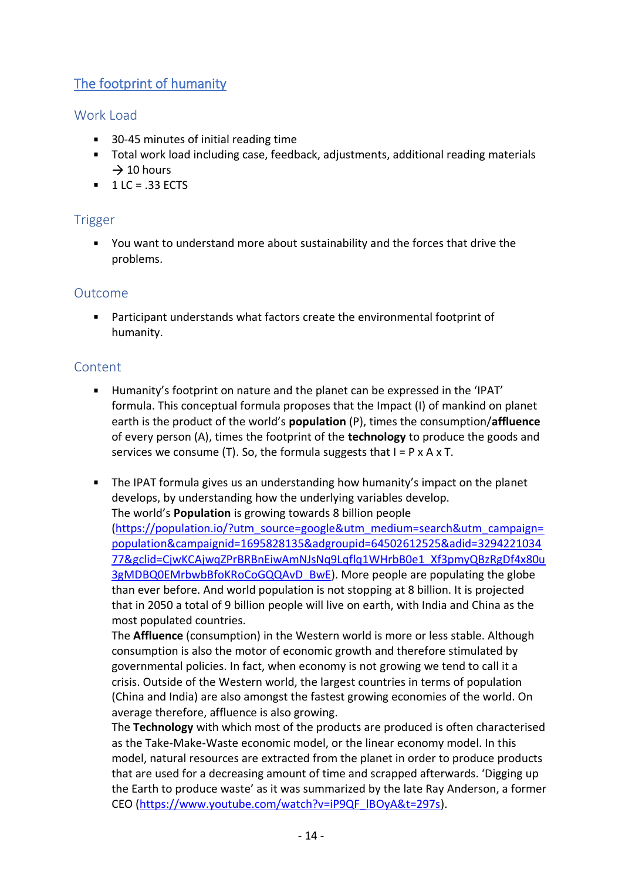## The footprint of humanity

### Work Load

- 30-45 minutes of initial reading time
- Total work load including case, feedback, adjustments, additional reading materials → 10 hours
- 1 LC = .33 ECTS

### Trigger

- You want to understand more about sustainability and the forces that drive the problems.

### Outcome

- Participant understands what factors create the environmental footprint of humanity.

### Content

- Humanity's footprint on nature and the planet can be expressed in the 'IPAT' formula. This conceptual formula proposes that the Impact (I) of mankind on planet earth is the product of the world's **population** (P), times the consumption/**affluence** of every person (A), times the footprint of the **technology** to produce the goods and services we consume (T). So, the formula suggests that I = P x A x T.

- The IPAT formula gives us an understanding how humanity's impact on the planet develops, by understanding how the underlying variables develop.
  The world's **Population** is growing towards 8 billion people (https://population.io/?utm_source=google&utm_medium=search&utm_campaign=population&campaignid=1695828135&adgroupid=64502612525&adid=329422103477&gclid=CjwKCAjwqZPrBRBnEiwAmNJsNq9Lqflq1WHrbB0e1_Xf3pmyQBzRgDf4x80u3gMDBQ0EMrbwbBfoKRoCoGQQAvD_BwE). More people are populating the globe than ever before. And world population is not stopping at 8 billion. It is projected that in 2050 a total of 9 billion people will live on earth, with India and China as the most populated countries.
  The **Affluence** (consumption) in the Western world is more or less stable. Although consumption is also the motor of economic growth and therefore stimulated by governmental policies. In fact, when economy is not growing we tend to call it a crisis. Outside of the Western world, the largest countries in terms of population (China and India) are also amongst the fastest growing economies of the world. On average therefore, affluence is also growing.
  The **Technology** with which most of the products are produced is often characterised as the Take-Make-Waste economic model, or the linear economy model. In this model, natural resources are extracted from the planet in order to produce products that are used for a decreasing amount of time and scrapped afterwards. 'Digging up the Earth to produce waste' as it was summarized by the late Ray Anderson, a former CEO (https://www.youtube.com/watch?v=iP9QF_lBOyA&t=297s).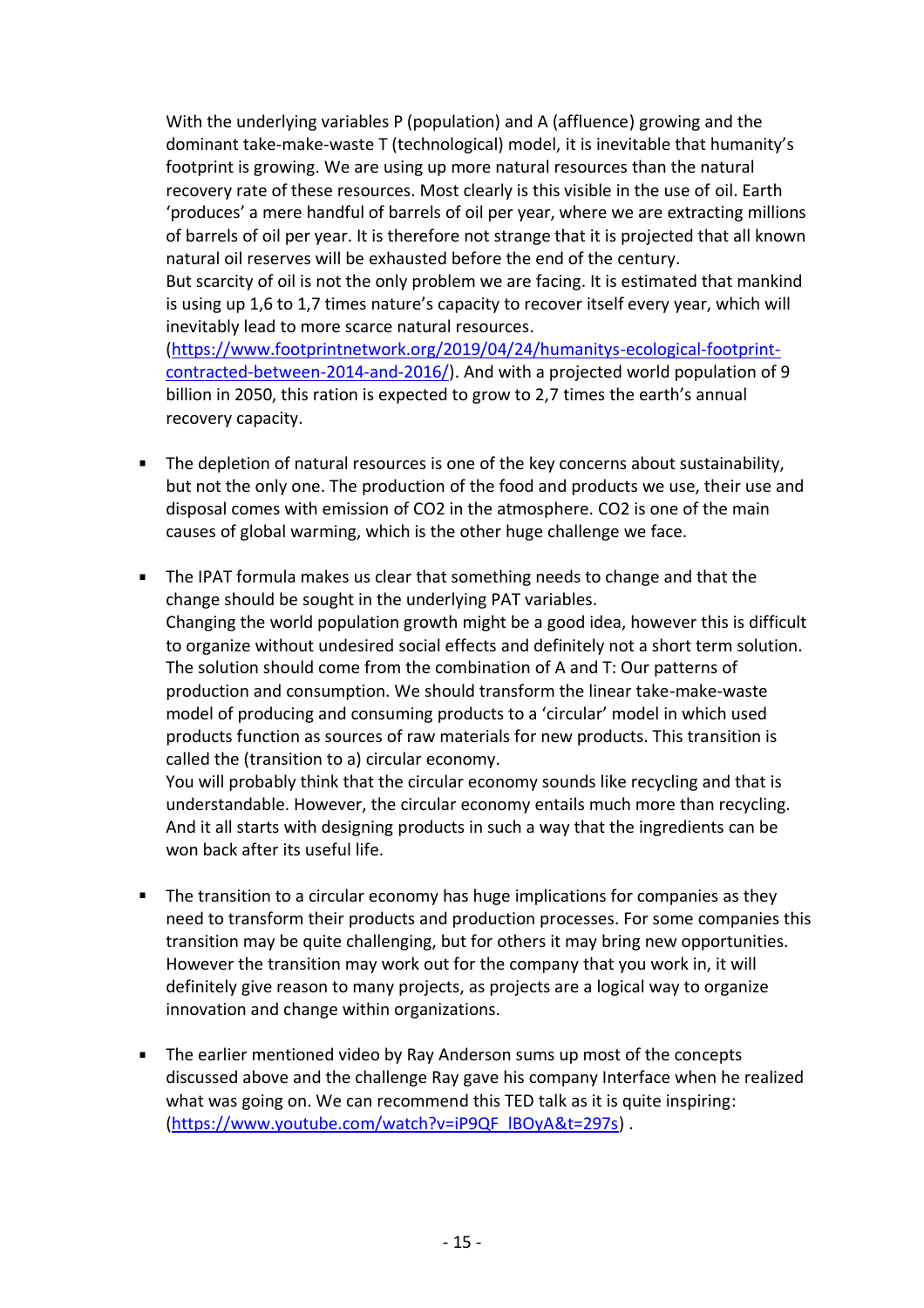With the underlying variables P (population) and A (affluence) growing and the dominant take-make-waste T (technological) model, it is inevitable that humanity's footprint is growing. We are using up more natural resources than the natural recovery rate of these resources. Most clearly is this visible in the use of oil. Earth 'produces' a mere handful of barrels of oil per year, where we are extracting millions of barrels of oil per year. It is therefore not strange that it is projected that all known natural oil reserves will be exhausted before the end of the century.
But scarcity of oil is not the only problem we are facing. It is estimated that mankind is using up 1,6 to 1,7 times nature's capacity to recover itself every year, which will inevitably lead to more scarce natural resources. (https://www.footprintnetwork.org/2019/04/24/humanitys-ecological-footprint-contracted-between-2014-and-2016/). And with a projected world population of 9 billion in 2050, this ration is expected to grow to 2,7 times the earth's annual recovery capacity.

- The depletion of natural resources is one of the key concerns about sustainability, but not the only one. The production of the food and products we use, their use and disposal comes with emission of $CO_2$ in the atmosphere. $CO_2$ is one of the main causes of global warming, which is the other huge challenge we face.

- The IPAT formula makes us clear that something needs to change and that the change should be sought in the underlying PAT variables.
  Changing the world population growth might be a good idea, however this is difficult to organize without undesired social effects and definitely not a short term solution. The solution should come from the combination of A and T: Our patterns of production and consumption. We should transform the linear take-make-waste model of producing and consuming products to a 'circular' model in which used products function as sources of raw materials for new products. This transition is called the (transition to a) circular economy.
  You will probably think that the circular economy sounds like recycling and that is understandable. However, the circular economy entails much more than recycling. And it all starts with designing products in such a way that the ingredients can be won back after its useful life.

- The transition to a circular economy has huge implications for companies as they need to transform their products and production processes. For some companies this transition may be quite challenging, but for others it may bring new opportunities. However the transition may work out for the company that you work in, it will definitely give reason to many projects, as projects are a logical way to organize innovation and change within organizations.

- The earlier mentioned video by Ray Anderson sums up most of the concepts discussed above and the challenge Ray gave his company Interface when he realized what was going on. We can recommend this TED talk as it is quite inspiring: (https://www.youtube.com/watch?v=iP9QF_lBOyA&t=297s) .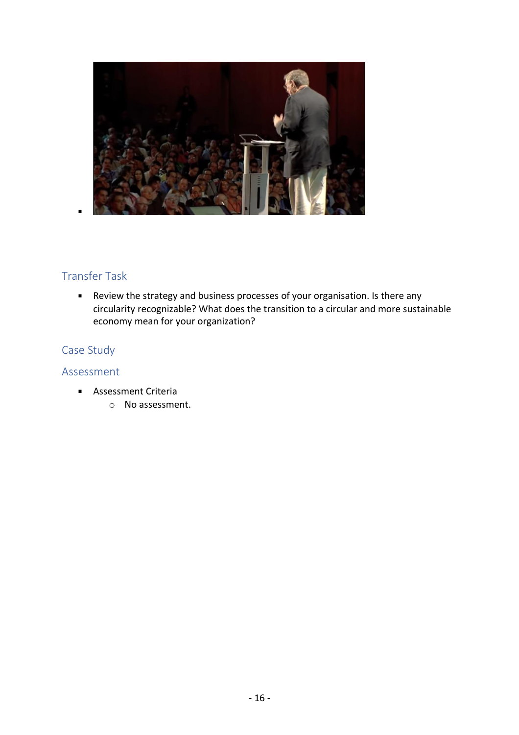## Transfer Task

- Review the strategy and business processes of your organisation. Is there any circularity recognizable? What does the transition to a circular and more sustainable economy mean for your organization?

## Case Study

## Assessment

- Assessment Criteria
  - No assessment.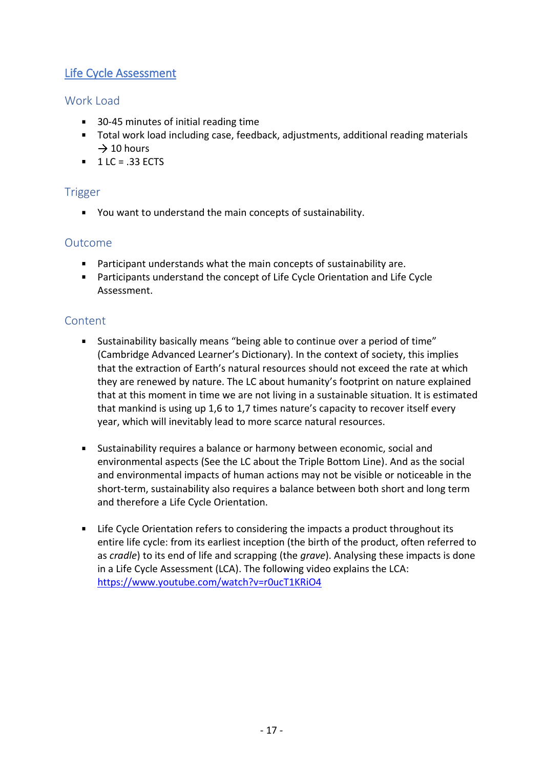## [Life Cycle Assessment]()

### Work Load

- 30-45 minutes of initial reading time
- Total work load including case, feedback, adjustments, additional reading materials → 10 hours
- 1 LC = .33 ECTS

### Trigger

- You want to understand the main concepts of sustainability.

### Outcome

- Participant understands what the main concepts of sustainability are.
- Participants understand the concept of Life Cycle Orientation and Life Cycle Assessment.

### Content

- Sustainability basically means "being able to continue over a period of time" (Cambridge Advanced Learner's Dictionary). In the context of society, this implies that the extraction of Earth's natural resources should not exceed the rate at which they are renewed by nature. The LC about humanity's footprint on nature explained that at this moment in time we are not living in a sustainable situation. It is estimated that mankind is using up 1,6 to 1,7 times nature's capacity to recover itself every year, which will inevitably lead to more scarce natural resources.

- Sustainability requires a balance or harmony between economic, social and environmental aspects (See the LC about the Triple Bottom Line). And as the social and environmental impacts of human actions may not be visible or noticeable in the short-term, sustainability also requires a balance between both short and long term and therefore a Life Cycle Orientation.

- Life Cycle Orientation refers to considering the impacts a product throughout its entire life cycle: from its earliest inception (the birth of the product, often referred to as *cradle*) to its end of life and scrapping (the *grave*). Analysing these impacts is done in a Life Cycle Assessment (LCA). The following video explains the LCA: [https://www.youtube.com/watch?v=r0ucT1KRiO4](https://www.youtube.com/watch?v=r0ucT1KRiO4)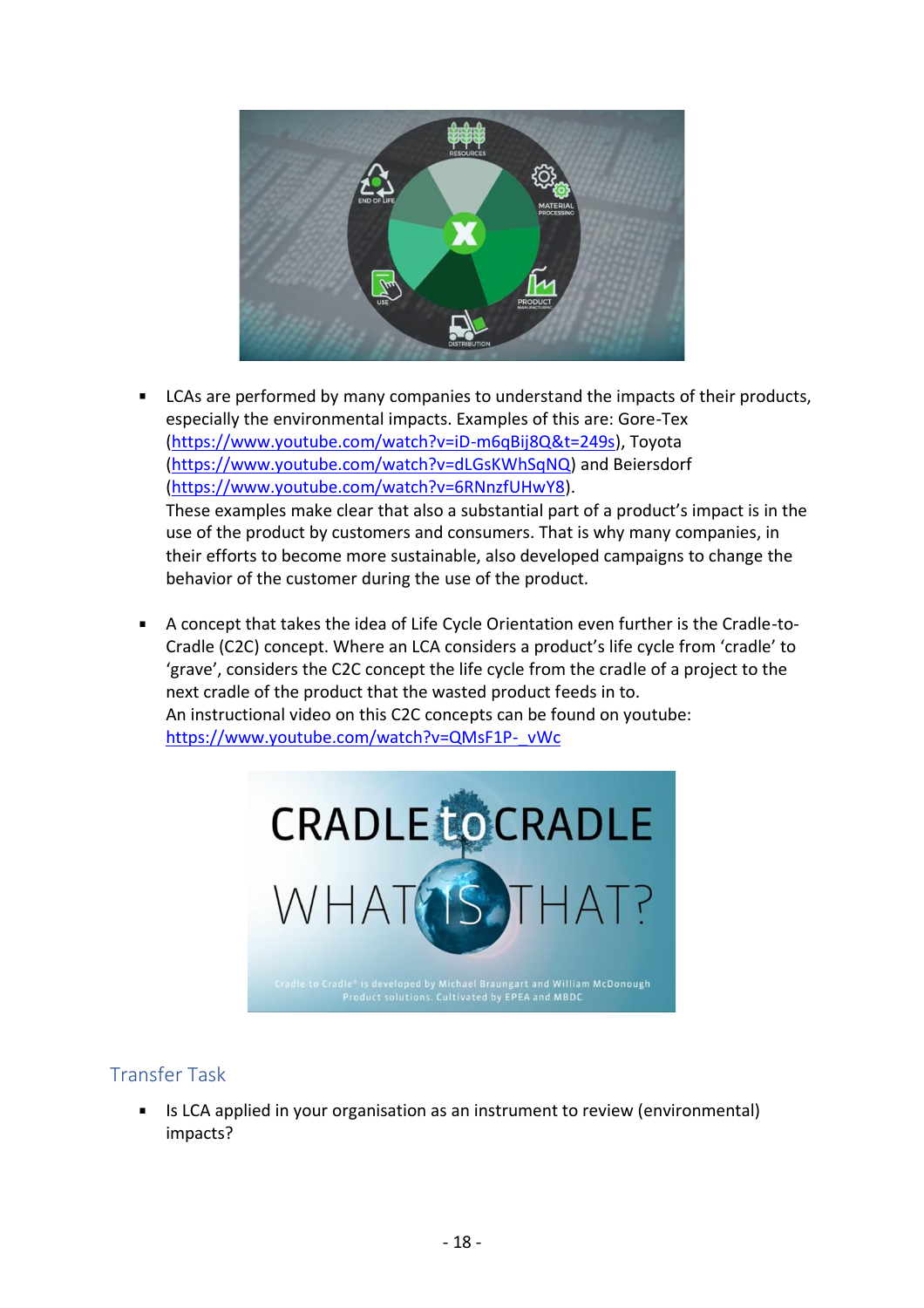- LCAs are performed by many companies to understand the impacts of their products, especially the environmental impacts. Examples of this are: Gore-Tex (https://www.youtube.com/watch?v=iD-m6qBij8Q&t=249s), Toyota (https://www.youtube.com/watch?v=dLGsKWhSqNQ) and Beiersdorf (https://www.youtube.com/watch?v=6RNnzfUHwY8).
  These examples make clear that also a substantial part of a product's impact is in the use of the product by customers and consumers. That is why many companies, in their efforts to become more sustainable, also developed campaigns to change the behavior of the customer during the use of the product.

- A concept that takes the idea of Life Cycle Orientation even further is the Cradle-to-Cradle (C2C) concept. Where an LCA considers a product's life cycle from 'cradle' to 'grave', considers the C2C concept the life cycle from the cradle of a project to the next cradle of the product that the wasted product feeds in to.
  An instructional video on this C2C concepts can be found on youtube: https://www.youtube.com/watch?v=QMsF1P-_vWc

## Transfer Task

- Is LCA applied in your organisation as an instrument to review (environmental) impacts?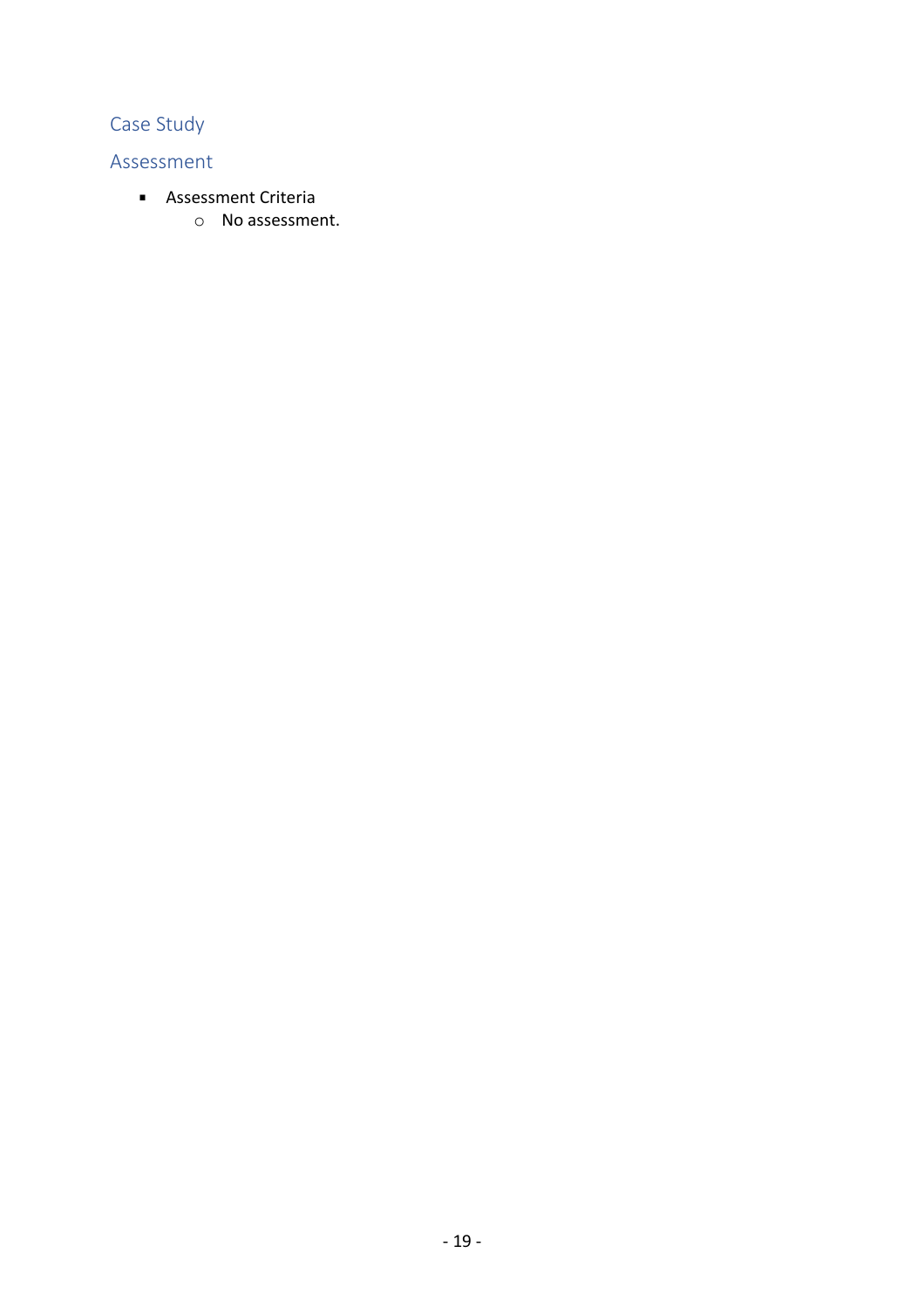## Case Study

## Assessment

- Assessment Criteria
  - No assessment.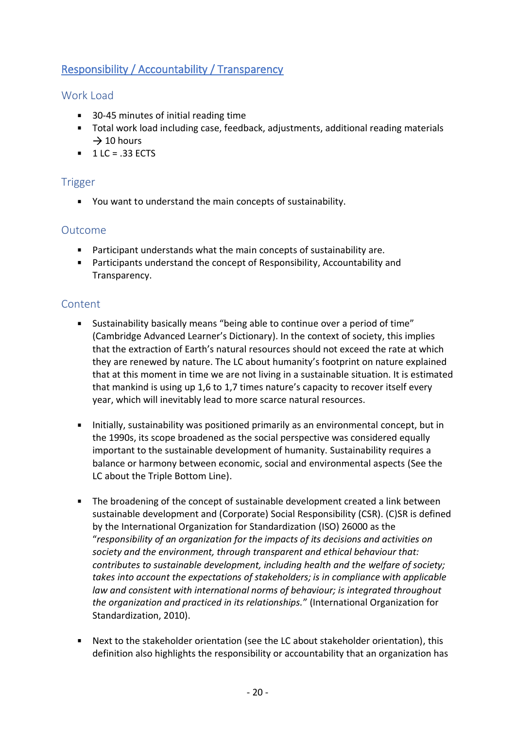## Responsibility / Accountability / Transparency

### Work Load

- 30-45 minutes of initial reading time
- Total work load including case, feedback, adjustments, additional reading materials → 10 hours
- 1 LC = .33 ECTS

### Trigger

- You want to understand the main concepts of sustainability.

### Outcome

- Participant understands what the main concepts of sustainability are.
- Participants understand the concept of Responsibility, Accountability and Transparency.

### Content

- Sustainability basically means "being able to continue over a period of time" (Cambridge Advanced Learner's Dictionary). In the context of society, this implies that the extraction of Earth's natural resources should not exceed the rate at which they are renewed by nature. The LC about humanity's footprint on nature explained that at this moment in time we are not living in a sustainable situation. It is estimated that mankind is using up 1,6 to 1,7 times nature's capacity to recover itself every year, which will inevitably lead to more scarce natural resources.

- Initially, sustainability was positioned primarily as an environmental concept, but in the 1990s, its scope broadened as the social perspective was considered equally important to the sustainable development of humanity. Sustainability requires a balance or harmony between economic, social and environmental aspects (See the LC about the Triple Bottom Line).

- The broadening of the concept of sustainable development created a link between sustainable development and (Corporate) Social Responsibility (CSR). (C)SR is defined by the International Organization for Standardization (ISO) 26000 as the "*responsibility of an organization for the impacts of its decisions and activities on society and the environment, through transparent and ethical behaviour that: contributes to sustainable development, including health and the welfare of society; takes into account the expectations of stakeholders; is in compliance with applicable law and consistent with international norms of behaviour; is integrated throughout the organization and practiced in its relationships.*" (International Organization for Standardization, 2010).

- Next to the stakeholder orientation (see the LC about stakeholder orientation), this definition also highlights the responsibility or accountability that an organization has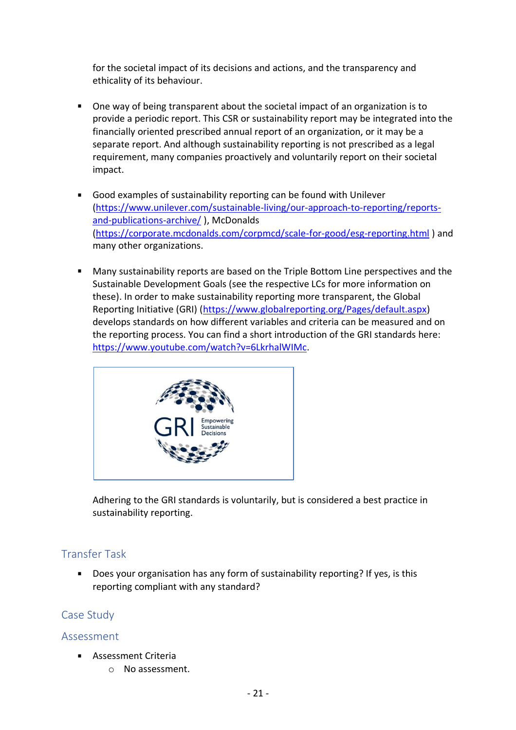for the societal impact of its decisions and actions, and the transparency and ethicality of its behaviour.

- One way of being transparent about the societal impact of an organization is to provide a periodic report. This CSR or sustainability report may be integrated into the financially oriented prescribed annual report of an organization, or it may be a separate report. And although sustainability reporting is not prescribed as a legal requirement, many companies proactively and voluntarily report on their societal impact.

- Good examples of sustainability reporting can be found with Unilever (https://www.unilever.com/sustainable-living/our-approach-to-reporting/reports-and-publications-archive/ ), McDonalds (https://corporate.mcdonalds.com/corpmcd/scale-for-good/esg-reporting.html ) and many other organizations.

- Many sustainability reports are based on the Triple Bottom Line perspectives and the Sustainable Development Goals (see the respective LCs for more information on these). In order to make sustainability reporting more transparent, the Global Reporting Initiative (GRI) (https://www.globalreporting.org/Pages/default.aspx) develops standards on how different variables and criteria can be measured and on the reporting process. You can find a short introduction of the GRI standards here: https://www.youtube.com/watch?v=6LkrhalWIMc.

GRI Empowering Sustainable Decisions

Adhering to the GRI standards is voluntarily, but is considered a best practice in sustainability reporting.

## Transfer Task

- Does your organisation has any form of sustainability reporting? If yes, is this reporting compliant with any standard?

## Case Study

## Assessment

- Assessment Criteria
    - No assessment.